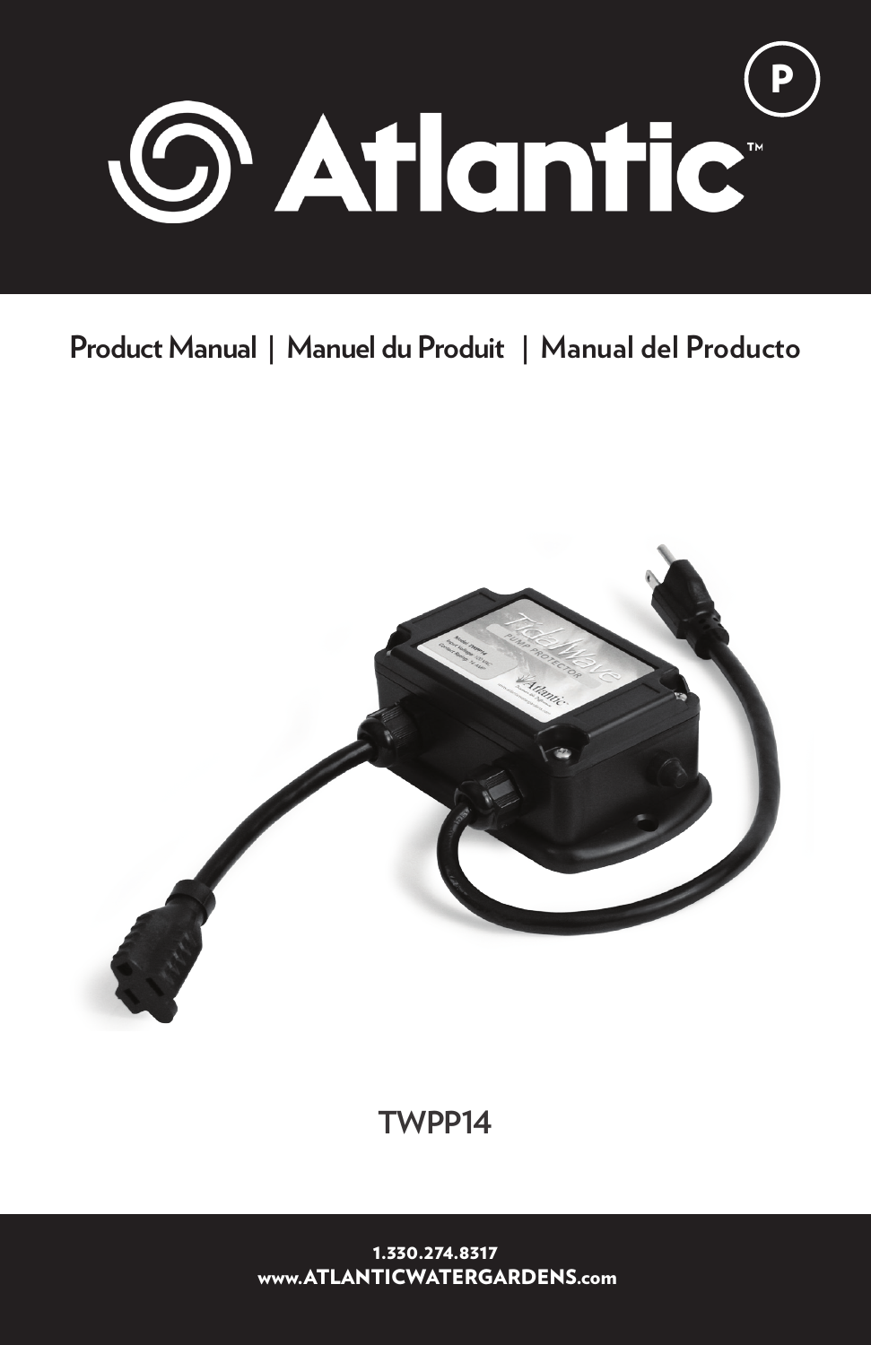# Atlantic™

Product Manual | Manuel du Produit | Manual del Producto

TWPP14

1.330.274.8317
www.ATLANTICWATERGARDENS.com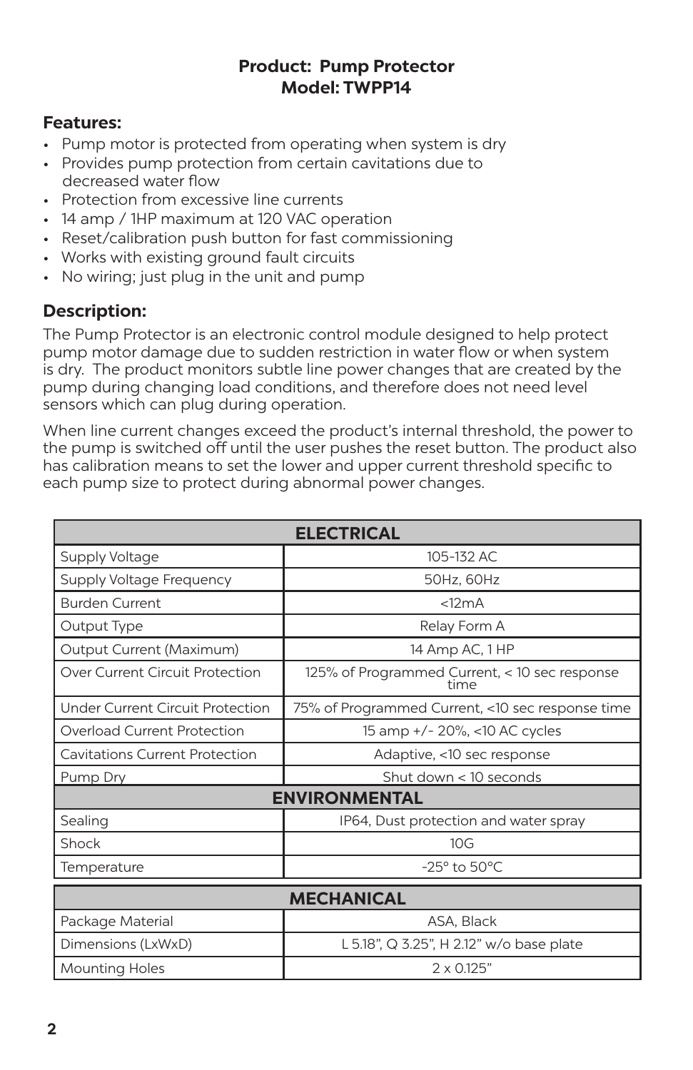**Product: Pump Protector**
**Model: TWPP14**

### Features:

- Pump motor is protected from operating when system is dry
- Provides pump protection from certain cavitations due to decreased water flow
- Protection from excessive line currents
- 14 amp / 1HP maximum at 120 VAC operation
- Reset/calibration push button for fast commissioning
- Works with existing ground fault circuits
- No wiring; just plug in the unit and pump

### Description:

The Pump Protector is an electronic control module designed to help protect pump motor damage due to sudden restriction in water flow or when system is dry. The product monitors subtle line power changes that are created by the pump during changing load conditions, and therefore does not need level sensors which can plug during operation.

When line current changes exceed the product's internal threshold, the power to the pump is switched off until the user pushes the reset button. The product also has calibration means to set the lower and upper current threshold specific to each pump size to protect during abnormal power changes.

| ELECTRICAL | |
|---|---|
| Supply Voltage | 105-132 AC |
| Supply Voltage Frequency | 50Hz, 60Hz |
| Burden Current | <12mA |
| Output Type | Relay Form A |
| Output Current (Maximum) | 14 Amp AC, 1 HP |
| Over Current Circuit Protection | 125% of Programmed Current, < 10 sec response time |
| Under Current Circuit Protection | 75% of Programmed Current, <10 sec response time |
| Overload Current Protection | 15 amp +/- 20%, <10 AC cycles |
| Cavitations Current Protection | Adaptive, <10 sec response |
| Pump Dry | Shut down < 10 seconds |
| **ENVIRONMENTAL** | |
| Sealing | IP64, Dust protection and water spray |
| Shock | 10G |
| Temperature | -25° to 50°C |

| MECHANICAL | |
|---|---|
| Package Material | ASA, Black |
| Dimensions (LxWxD) | L 5.18", Q 3.25", H 2.12" w/o base plate |
| Mounting Holes | 2 x 0.125" |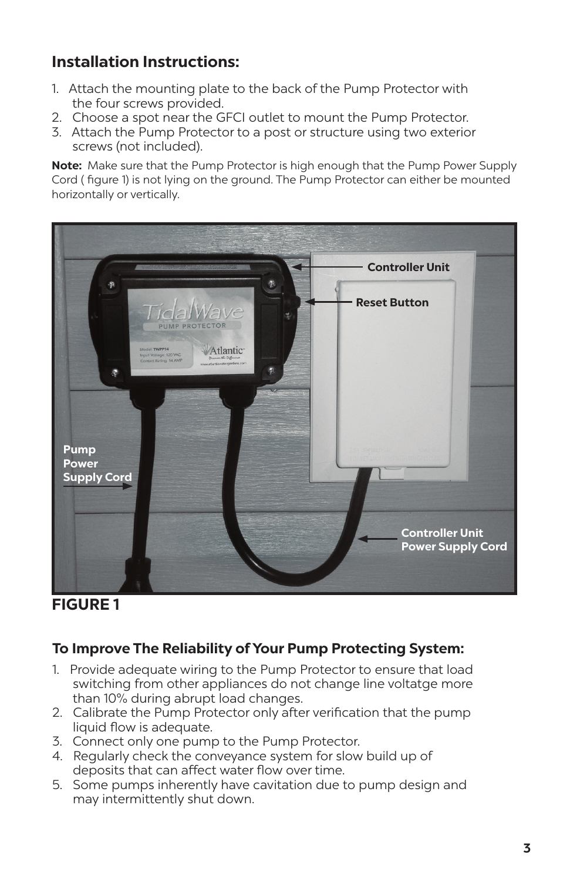## Installation Instructions:

1. Attach the mounting plate to the back of the Pump Protector with the four screws provided.
2. Choose a spot near the GFCI outlet to mount the Pump Protector.
3. Attach the Pump Protector to a post or structure using two exterior screws (not included).

**Note:** Make sure that the Pump Protector is high enough that the Pump Power Supply Cord ( figure 1) is not lying on the ground. The Pump Protector can either be mounted horizontally or vertically.

Controller Unit

Reset Button

Pump Power Supply Cord

Controller Unit Power Supply Cord

**FIGURE 1**

### To Improve The Reliability of Your Pump Protecting System:

1. Provide adequate wiring to the Pump Protector to ensure that load switching from other appliances do not change line voltatge more than 10% during abrupt load changes.
2. Calibrate the Pump Protector only after verification that the pump liquid flow is adequate.
3. Connect only one pump to the Pump Protector.
4. Regularly check the conveyance system for slow build up of deposits that can affect water flow over time.
5. Some pumps inherently have cavitation due to pump design and may intermittently shut down.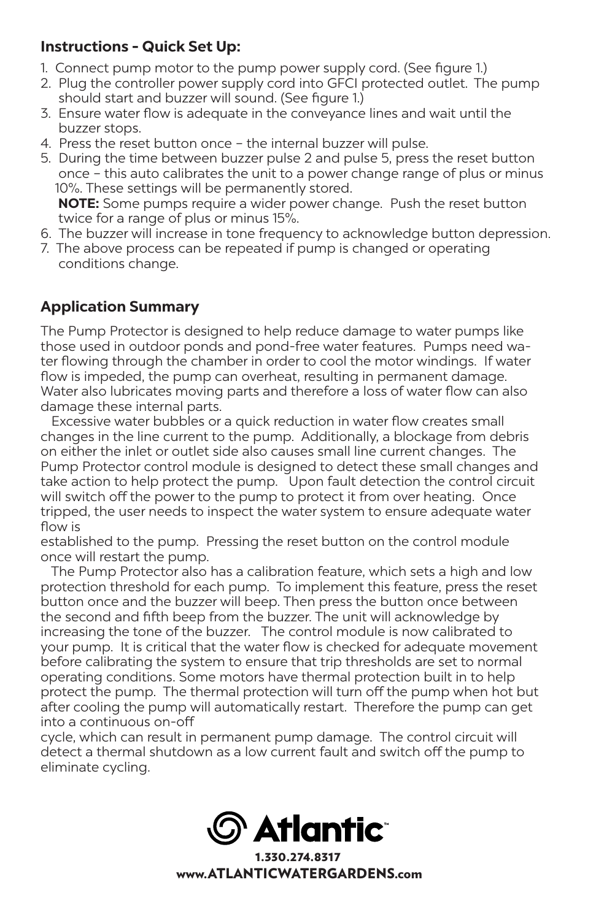**Instructions - Quick Set Up:**

1. Connect pump motor to the pump power supply cord. (See figure 1.)
2. Plug the controller power supply cord into GFCI protected outlet. The pump should start and buzzer will sound. (See figure 1.)
3. Ensure water flow is adequate in the conveyance lines and wait until the buzzer stops.
4. Press the reset button once – the internal buzzer will pulse.
5. During the time between buzzer pulse 2 and pulse 5, press the reset button once – this auto calibrates the unit to a power change range of plus or minus 10%. These settings will be permanently stored.
   **NOTE:** Some pumps require a wider power change. Push the reset button twice for a range of plus or minus 15%.
6. The buzzer will increase in tone frequency to acknowledge button depression.
7. The above process can be repeated if pump is changed or operating conditions change.

**Application Summary**

The Pump Protector is designed to help reduce damage to water pumps like those used in outdoor ponds and pond-free water features. Pumps need water flowing through the chamber in order to cool the motor windings. If water flow is impeded, the pump can overheat, resulting in permanent damage. Water also lubricates moving parts and therefore a loss of water flow can also damage these internal parts.

Excessive water bubbles or a quick reduction in water flow creates small changes in the line current to the pump. Additionally, a blockage from debris on either the inlet or outlet side also causes small line current changes. The Pump Protector control module is designed to detect these small changes and take action to help protect the pump. Upon fault detection the control circuit will switch off the power to the pump to protect it from over heating. Once tripped, the user needs to inspect the water system to ensure adequate water flow is established to the pump. Pressing the reset button on the control module once will restart the pump.

The Pump Protector also has a calibration feature, which sets a high and low protection threshold for each pump. To implement this feature, press the reset button once and the buzzer will beep. Then press the button once between the second and fifth beep from the buzzer. The unit will acknowledge by increasing the tone of the buzzer. The control module is now calibrated to your pump. It is critical that the water flow is checked for adequate movement before calibrating the system to ensure that trip thresholds are set to normal operating conditions. Some motors have thermal protection built in to help protect the pump. The thermal protection will turn off the pump when hot but after cooling the pump will automatically restart. Therefore the pump can get into a continuous on-off cycle, which can result in permanent pump damage. The control circuit will detect a thermal shutdown as a low current fault and switch off the pump to eliminate cycling.

Atlantic™

1.330.274.8317

www.ATLANTICWATERGARDENS.com